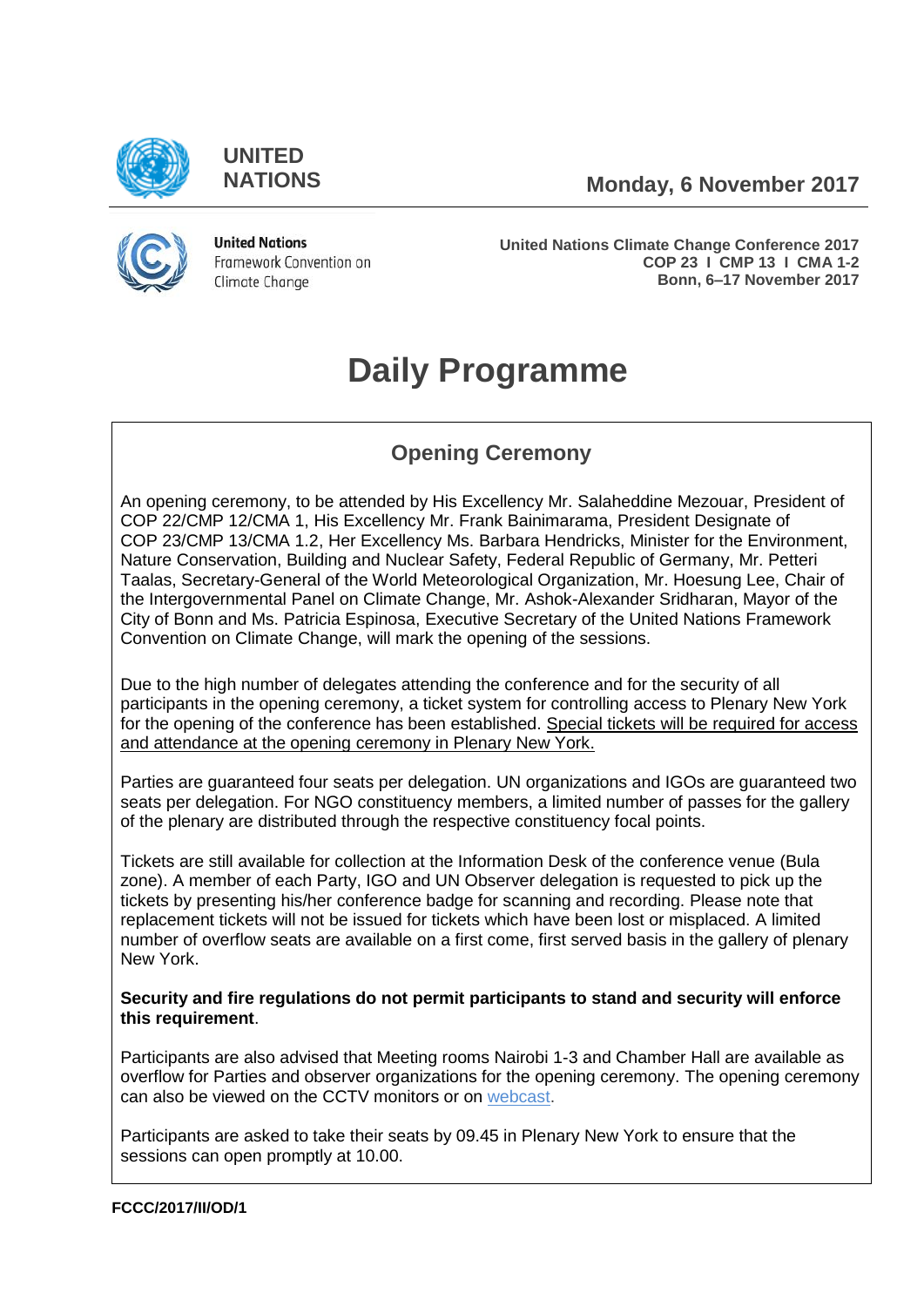UNITED NATIONS

Monday, 6 November 2017

United Nations Framework Convention on Climate Change

**United Nations Climate Change Conference 2017**
**COP 23 I CMP 13 I CMA 1-2**
**Bonn, 6–17 November 2017**

# Daily Programme

## Opening Ceremony

An opening ceremony, to be attended by His Excellency Mr. Salaheddine Mezouar, President of COP 22/CMP 12/CMA 1, His Excellency Mr. Frank Bainimarama, President Designate of COP 23/CMP 13/CMA 1.2, Her Excellency Ms. Barbara Hendricks, Minister for the Environment, Nature Conservation, Building and Nuclear Safety, Federal Republic of Germany, Mr. Petteri Taalas, Secretary-General of the World Meteorological Organization, Mr. Hoesung Lee, Chair of the Intergovernmental Panel on Climate Change, Mr. Ashok-Alexander Sridharan, Mayor of the City of Bonn and Ms. Patricia Espinosa, Executive Secretary of the United Nations Framework Convention on Climate Change, will mark the opening of the sessions.

Due to the high number of delegates attending the conference and for the security of all participants in the opening ceremony, a ticket system for controlling access to Plenary New York for the opening of the conference has been established. Special tickets will be required for access and attendance at the opening ceremony in Plenary New York.

Parties are guaranteed four seats per delegation. UN organizations and IGOs are guaranteed two seats per delegation. For NGO constituency members, a limited number of passes for the gallery of the plenary are distributed through the respective constituency focal points.

Tickets are still available for collection at the Information Desk of the conference venue (Bula zone). A member of each Party, IGO and UN Observer delegation is requested to pick up the tickets by presenting his/her conference badge for scanning and recording. Please note that replacement tickets will not be issued for tickets which have been lost or misplaced. A limited number of overflow seats are available on a first come, first served basis in the gallery of plenary New York.

**Security and fire regulations do not permit participants to stand and security will enforce this requirement**.

Participants are also advised that Meeting rooms Nairobi 1-3 and Chamber Hall are available as overflow for Parties and observer organizations for the opening ceremony. The opening ceremony can also be viewed on the CCTV monitors or on webcast.

Participants are asked to take their seats by 09.45 in Plenary New York to ensure that the sessions can open promptly at 10.00.

**FCCC/2017/II/OD/1**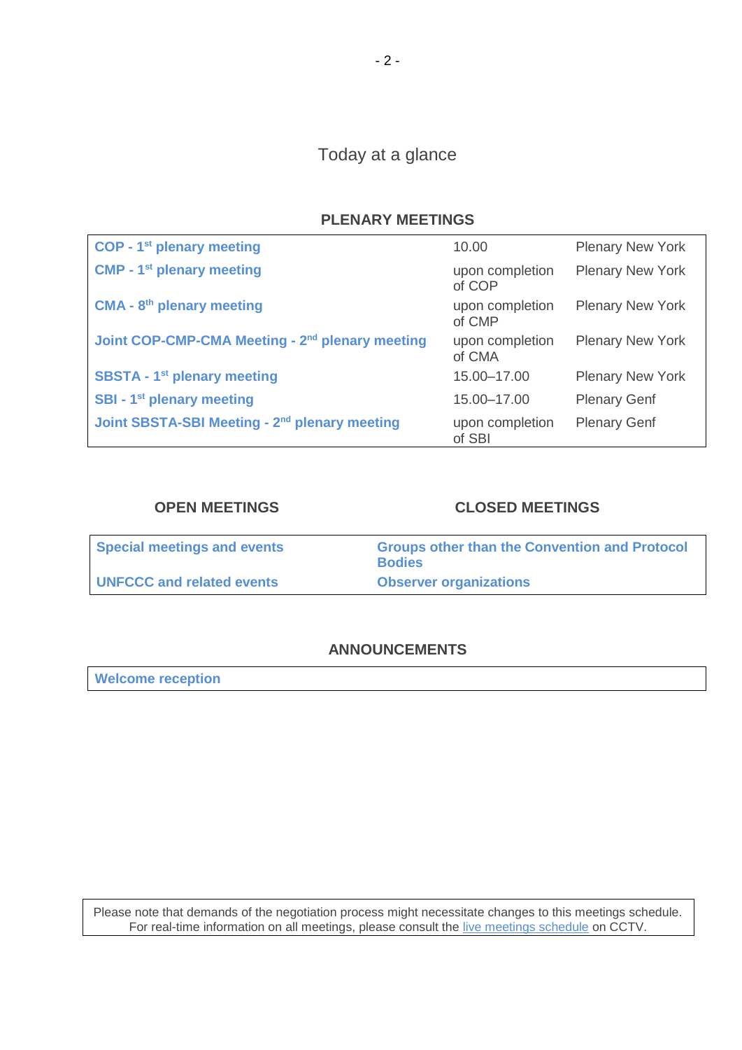# Today at a glance

## PLENARY MEETINGS

| Meeting | Time | Location |
| --- | --- | --- |
| **COP - 1st plenary meeting** | 10.00 | Plenary New York |
| **CMP - 1st plenary meeting** | upon completion of COP | Plenary New York |
| **CMA - 8th plenary meeting** | upon completion of CMP | Plenary New York |
| **Joint COP-CMP-CMA Meeting - 2nd plenary meeting** | upon completion of CMA | Plenary New York |
| **SBSTA - 1st plenary meeting** | 15.00–17.00 | Plenary New York |
| **SBI - 1st plenary meeting** | 15.00–17.00 | Plenary Genf |
| **Joint SBSTA-SBI Meeting - 2nd plenary meeting** | upon completion of SBI | Plenary Genf |

| OPEN MEETINGS | CLOSED MEETINGS |
| --- | --- |
| **Special meetings and events** | **Groups other than the Convention and Protocol Bodies** |
| **UNFCCC and related events** | **Observer organizations** |

## ANNOUNCEMENTS

**Welcome reception**

Please note that demands of the negotiation process might necessitate changes to this meetings schedule. For real-time information on all meetings, please consult the live meetings schedule on CCTV.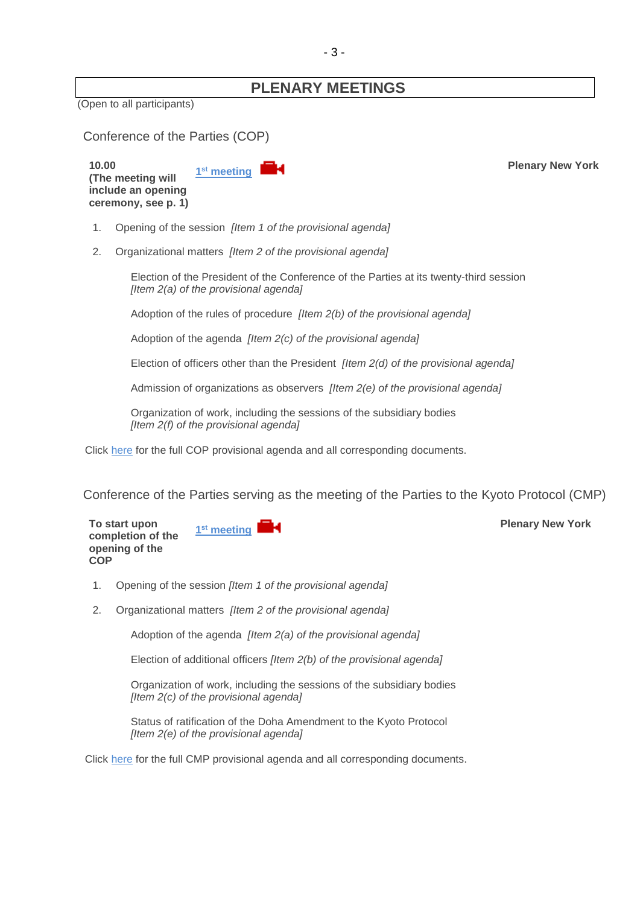## PLENARY MEETINGS

(Open to all participants)

### Conference of the Parties (COP)

**10.00**
**(The meeting will include an opening ceremony, see p. 1)**

**1st meeting**

**Plenary New York**

1. Opening of the session *[Item 1 of the provisional agenda]*
2. Organizational matters *[Item 2 of the provisional agenda]*

   Election of the President of the Conference of the Parties at its twenty-third session *[Item 2(a) of the provisional agenda]*

   Adoption of the rules of procedure *[Item 2(b) of the provisional agenda]*

   Adoption of the agenda *[Item 2(c) of the provisional agenda]*

   Election of officers other than the President *[Item 2(d) of the provisional agenda]*

   Admission of organizations as observers *[Item 2(e) of the provisional agenda]*

   Organization of work, including the sessions of the subsidiary bodies *[Item 2(f) of the provisional agenda]*

Click here for the full COP provisional agenda and all corresponding documents.

### Conference of the Parties serving as the meeting of the Parties to the Kyoto Protocol (CMP)

**To start upon completion of the opening of the COP**

**1st meeting**

**Plenary New York**

1. Opening of the session *[Item 1 of the provisional agenda]*
2. Organizational matters *[Item 2 of the provisional agenda]*

   Adoption of the agenda *[Item 2(a) of the provisional agenda]*

   Election of additional officers *[Item 2(b) of the provisional agenda]*

   Organization of work, including the sessions of the subsidiary bodies *[Item 2(c) of the provisional agenda]*

   Status of ratification of the Doha Amendment to the Kyoto Protocol *[Item 2(e) of the provisional agenda]*

Click here for the full CMP provisional agenda and all corresponding documents.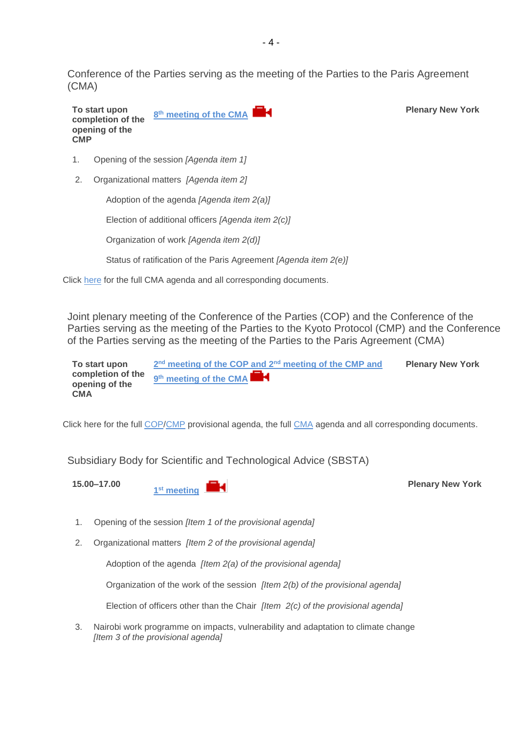## Conference of the Parties serving as the meeting of the Parties to the Paris Agreement (CMA)

| | | |
|---|---|---|
| **To start upon completion of the opening of the CMP** | 8th meeting of the CMA | **Plenary New York** |

1. Opening of the session *[Agenda item 1]*
2. Organizational matters *[Agenda item 2]*

    Adoption of the agenda *[Agenda item 2(a)]*

    Election of additional officers *[Agenda item 2(c)]*

    Organization of work *[Agenda item 2(d)]*

    Status of ratification of the Paris Agreement *[Agenda item 2(e)]*

Click here for the full CMA agenda and all corresponding documents.

## Joint plenary meeting of the Conference of the Parties (COP) and the Conference of the Parties serving as the meeting of the Parties to the Kyoto Protocol (CMP) and the Conference of the Parties serving as the meeting of the Parties to the Paris Agreement (CMA)

| | | |
|---|---|---|
| **To start upon completion of the opening of the CMA** | 2nd meeting of the COP and 2nd meeting of the CMP and 9th meeting of the CMA | **Plenary New York** |

Click here for the full COP/CMP provisional agenda, the full CMA agenda and all corresponding documents.

## Subsidiary Body for Scientific and Technological Advice (SBSTA)

| | | |
|---|---|---|
| **15.00–17.00** | 1st meeting | **Plenary New York** |

1. Opening of the session *[Item 1 of the provisional agenda]*
2. Organizational matters *[Item 2 of the provisional agenda]*

    Adoption of the agenda *[Item 2(a) of the provisional agenda]*

    Organization of the work of the session *[Item 2(b) of the provisional agenda]*

    Election of officers other than the Chair *[Item 2(c) of the provisional agenda]*

3. Nairobi work programme on impacts, vulnerability and adaptation to climate change *[Item 3 of the provisional agenda]*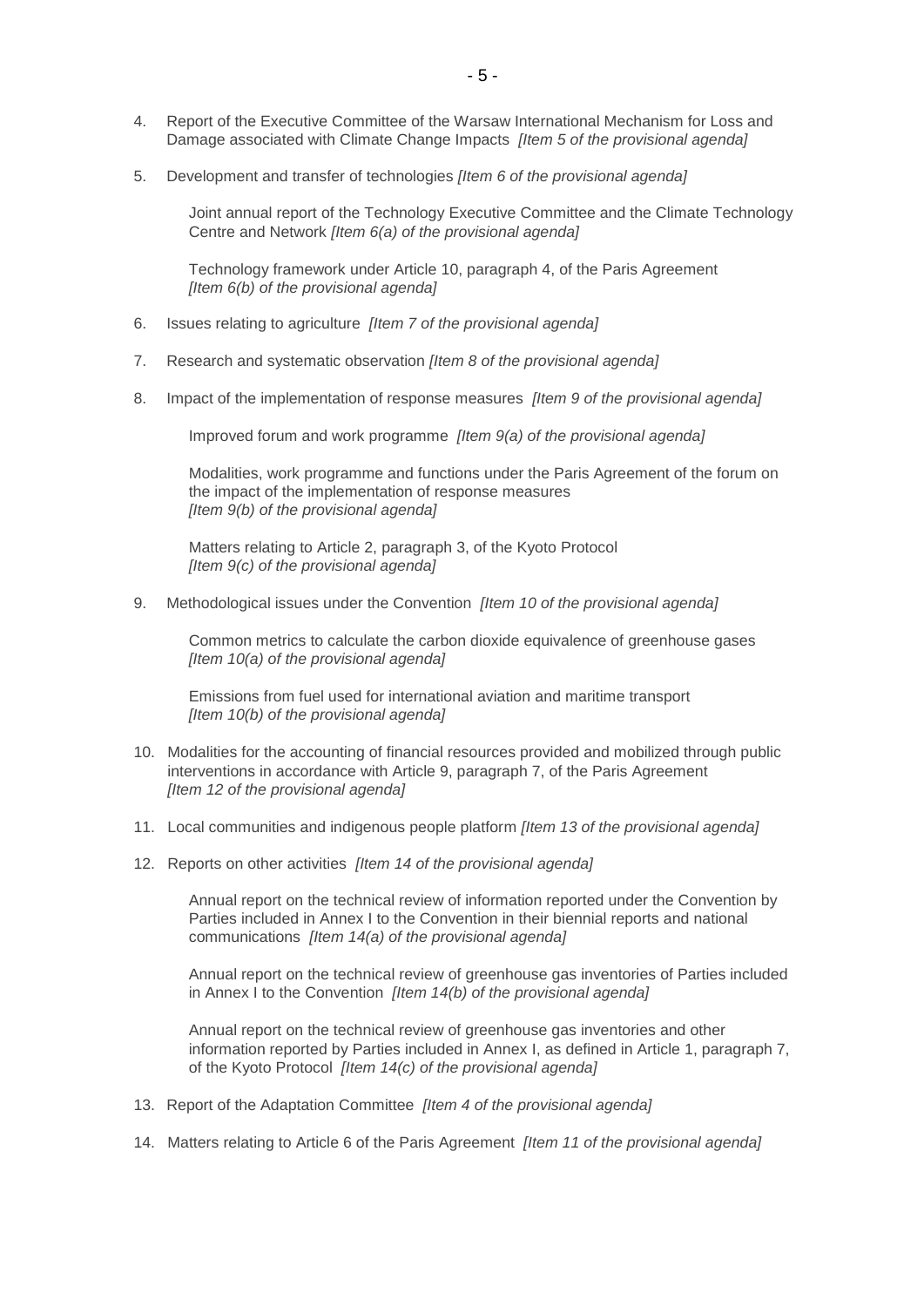4. Report of the Executive Committee of the Warsaw International Mechanism for Loss and Damage associated with Climate Change Impacts *[Item 5 of the provisional agenda]*

5. Development and transfer of technologies *[Item 6 of the provisional agenda]*

   Joint annual report of the Technology Executive Committee and the Climate Technology Centre and Network *[Item 6(a) of the provisional agenda]*

   Technology framework under Article 10, paragraph 4, of the Paris Agreement *[Item 6(b) of the provisional agenda]*

6. Issues relating to agriculture *[Item 7 of the provisional agenda]*

7. Research and systematic observation *[Item 8 of the provisional agenda]*

8. Impact of the implementation of response measures *[Item 9 of the provisional agenda]*

   Improved forum and work programme *[Item 9(a) of the provisional agenda]*

   Modalities, work programme and functions under the Paris Agreement of the forum on the impact of the implementation of response measures *[Item 9(b) of the provisional agenda]*

   Matters relating to Article 2, paragraph 3, of the Kyoto Protocol *[Item 9(c) of the provisional agenda]*

9. Methodological issues under the Convention *[Item 10 of the provisional agenda]*

   Common metrics to calculate the carbon dioxide equivalence of greenhouse gases *[Item 10(a) of the provisional agenda]*

   Emissions from fuel used for international aviation and maritime transport *[Item 10(b) of the provisional agenda]*

10. Modalities for the accounting of financial resources provided and mobilized through public interventions in accordance with Article 9, paragraph 7, of the Paris Agreement *[Item 12 of the provisional agenda]*

11. Local communities and indigenous people platform *[Item 13 of the provisional agenda]*

12. Reports on other activities *[Item 14 of the provisional agenda]*

    Annual report on the technical review of information reported under the Convention by Parties included in Annex I to the Convention in their biennial reports and national communications *[Item 14(a) of the provisional agenda]*

    Annual report on the technical review of greenhouse gas inventories of Parties included in Annex I to the Convention *[Item 14(b) of the provisional agenda]*

    Annual report on the technical review of greenhouse gas inventories and other information reported by Parties included in Annex I, as defined in Article 1, paragraph 7, of the Kyoto Protocol *[Item 14(c) of the provisional agenda]*

13. Report of the Adaptation Committee *[Item 4 of the provisional agenda]*

14. Matters relating to Article 6 of the Paris Agreement *[Item 11 of the provisional agenda]*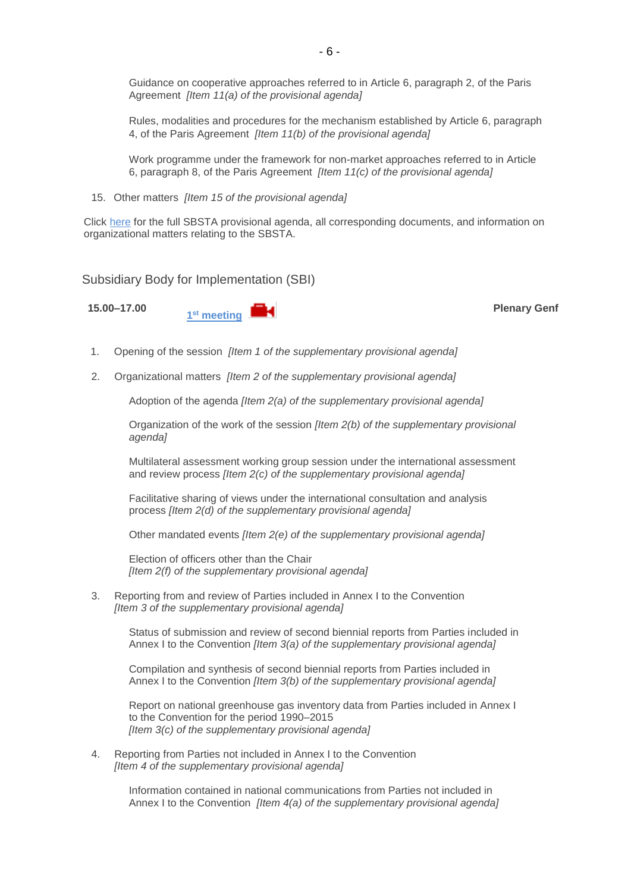Guidance on cooperative approaches referred to in Article 6, paragraph 2, of the Paris Agreement *[Item 11(a) of the provisional agenda]*

Rules, modalities and procedures for the mechanism established by Article 6, paragraph 4, of the Paris Agreement *[Item 11(b) of the provisional agenda]*

Work programme under the framework for non-market approaches referred to in Article 6, paragraph 8, of the Paris Agreement *[Item 11(c) of the provisional agenda]*

15. Other matters *[Item 15 of the provisional agenda]*

Click here for the full SBSTA provisional agenda, all corresponding documents, and information on organizational matters relating to the SBSTA.

## Subsidiary Body for Implementation (SBI)

**15.00–17.00** **1st meeting** **Plenary Genf**

1. Opening of the session *[Item 1 of the supplementary provisional agenda]*

2. Organizational matters *[Item 2 of the supplementary provisional agenda]*

   Adoption of the agenda *[Item 2(a) of the supplementary provisional agenda]*

   Organization of the work of the session *[Item 2(b) of the supplementary provisional agenda]*

   Multilateral assessment working group session under the international assessment and review process *[Item 2(c) of the supplementary provisional agenda]*

   Facilitative sharing of views under the international consultation and analysis process *[Item 2(d) of the supplementary provisional agenda]*

   Other mandated events *[Item 2(e) of the supplementary provisional agenda]*

   Election of officers other than the Chair *[Item 2(f) of the supplementary provisional agenda]*

3. Reporting from and review of Parties included in Annex I to the Convention *[Item 3 of the supplementary provisional agenda]*

   Status of submission and review of second biennial reports from Parties included in Annex I to the Convention *[Item 3(a) of the supplementary provisional agenda]*

   Compilation and synthesis of second biennial reports from Parties included in Annex I to the Convention *[Item 3(b) of the supplementary provisional agenda]*

   Report on national greenhouse gas inventory data from Parties included in Annex I to the Convention for the period 1990–2015 *[Item 3(c) of the supplementary provisional agenda]*

4. Reporting from Parties not included in Annex I to the Convention *[Item 4 of the supplementary provisional agenda]*

   Information contained in national communications from Parties not included in Annex I to the Convention *[Item 4(a) of the supplementary provisional agenda]*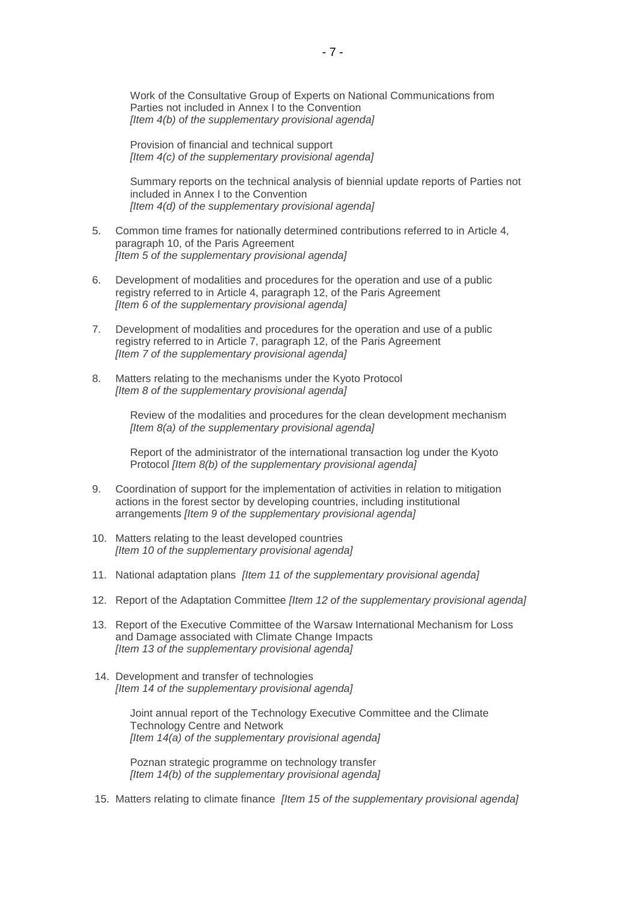Work of the Consultative Group of Experts on National Communications from Parties not included in Annex I to the Convention
*[Item 4(b) of the supplementary provisional agenda]*

Provision of financial and technical support
*[Item 4(c) of the supplementary provisional agenda]*

Summary reports on the technical analysis of biennial update reports of Parties not included in Annex I to the Convention
*[Item 4(d) of the supplementary provisional agenda]*

5. Common time frames for nationally determined contributions referred to in Article 4, paragraph 10, of the Paris Agreement
*[Item 5 of the supplementary provisional agenda]*

6. Development of modalities and procedures for the operation and use of a public registry referred to in Article 4, paragraph 12, of the Paris Agreement
*[Item 6 of the supplementary provisional agenda]*

7. Development of modalities and procedures for the operation and use of a public registry referred to in Article 7, paragraph 12, of the Paris Agreement
*[Item 7 of the supplementary provisional agenda]*

8. Matters relating to the mechanisms under the Kyoto Protocol
*[Item 8 of the supplementary provisional agenda]*

   Review of the modalities and procedures for the clean development mechanism
   *[Item 8(a) of the supplementary provisional agenda]*

   Report of the administrator of the international transaction log under the Kyoto Protocol *[Item 8(b) of the supplementary provisional agenda]*

9. Coordination of support for the implementation of activities in relation to mitigation actions in the forest sector by developing countries, including institutional arrangements *[Item 9 of the supplementary provisional agenda]*

10. Matters relating to the least developed countries
*[Item 10 of the supplementary provisional agenda]*

11. National adaptation plans *[Item 11 of the supplementary provisional agenda]*

12. Report of the Adaptation Committee *[Item 12 of the supplementary provisional agenda]*

13. Report of the Executive Committee of the Warsaw International Mechanism for Loss and Damage associated with Climate Change Impacts
*[Item 13 of the supplementary provisional agenda]*

14. Development and transfer of technologies
*[Item 14 of the supplementary provisional agenda]*

   Joint annual report of the Technology Executive Committee and the Climate Technology Centre and Network
   *[Item 14(a) of the supplementary provisional agenda]*

   Poznan strategic programme on technology transfer
   *[Item 14(b) of the supplementary provisional agenda]*

15. Matters relating to climate finance *[Item 15 of the supplementary provisional agenda]*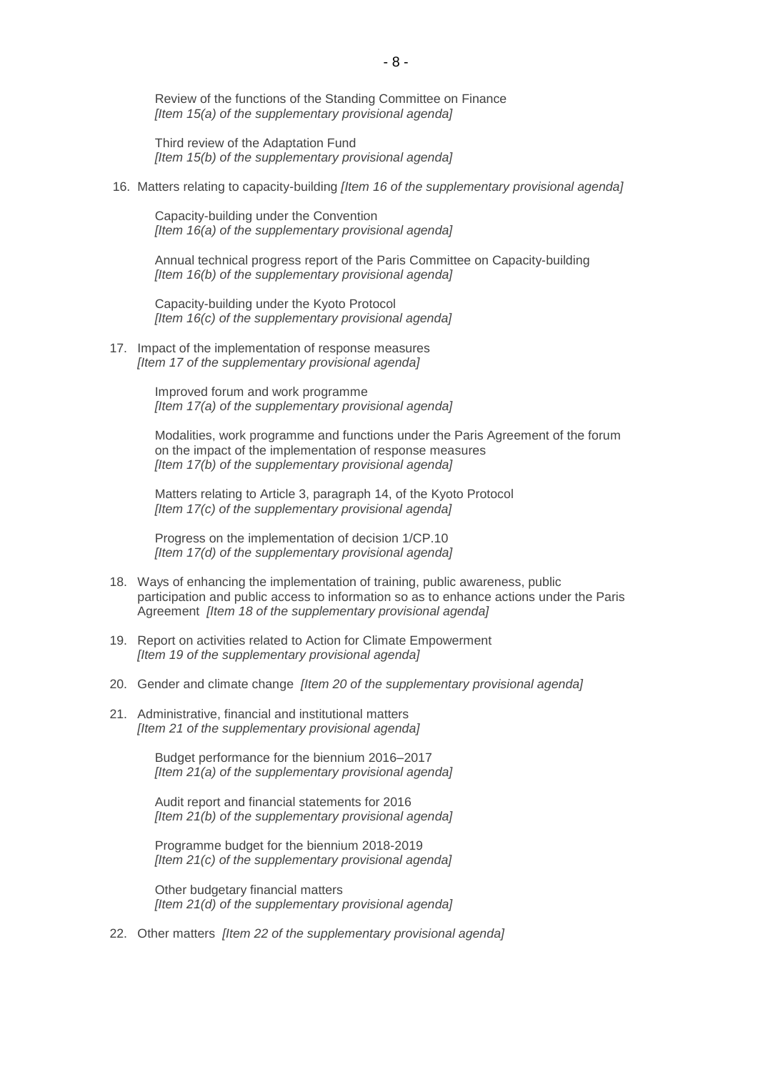Review of the functions of the Standing Committee on Finance
*[Item 15(a) of the supplementary provisional agenda]*

Third review of the Adaptation Fund
*[Item 15(b) of the supplementary provisional agenda]*

16. Matters relating to capacity-building *[Item 16 of the supplementary provisional agenda]*

    Capacity-building under the Convention
    *[Item 16(a) of the supplementary provisional agenda]*

    Annual technical progress report of the Paris Committee on Capacity-building
    *[Item 16(b) of the supplementary provisional agenda]*

    Capacity-building under the Kyoto Protocol
    *[Item 16(c) of the supplementary provisional agenda]*

17. Impact of the implementation of response measures
    *[Item 17 of the supplementary provisional agenda]*

    Improved forum and work programme
    *[Item 17(a) of the supplementary provisional agenda]*

    Modalities, work programme and functions under the Paris Agreement of the forum on the impact of the implementation of response measures
    *[Item 17(b) of the supplementary provisional agenda]*

    Matters relating to Article 3, paragraph 14, of the Kyoto Protocol
    *[Item 17(c) of the supplementary provisional agenda]*

    Progress on the implementation of decision 1/CP.10
    *[Item 17(d) of the supplementary provisional agenda]*

18. Ways of enhancing the implementation of training, public awareness, public participation and public access to information so as to enhance actions under the Paris Agreement *[Item 18 of the supplementary provisional agenda]*

19. Report on activities related to Action for Climate Empowerment
    *[Item 19 of the supplementary provisional agenda]*

20. Gender and climate change *[Item 20 of the supplementary provisional agenda]*

21. Administrative, financial and institutional matters
    *[Item 21 of the supplementary provisional agenda]*

    Budget performance for the biennium 2016–2017
    *[Item 21(a) of the supplementary provisional agenda]*

    Audit report and financial statements for 2016
    *[Item 21(b) of the supplementary provisional agenda]*

    Programme budget for the biennium 2018-2019
    *[Item 21(c) of the supplementary provisional agenda]*

    Other budgetary financial matters
    *[Item 21(d) of the supplementary provisional agenda]*

22. Other matters *[Item 22 of the supplementary provisional agenda]*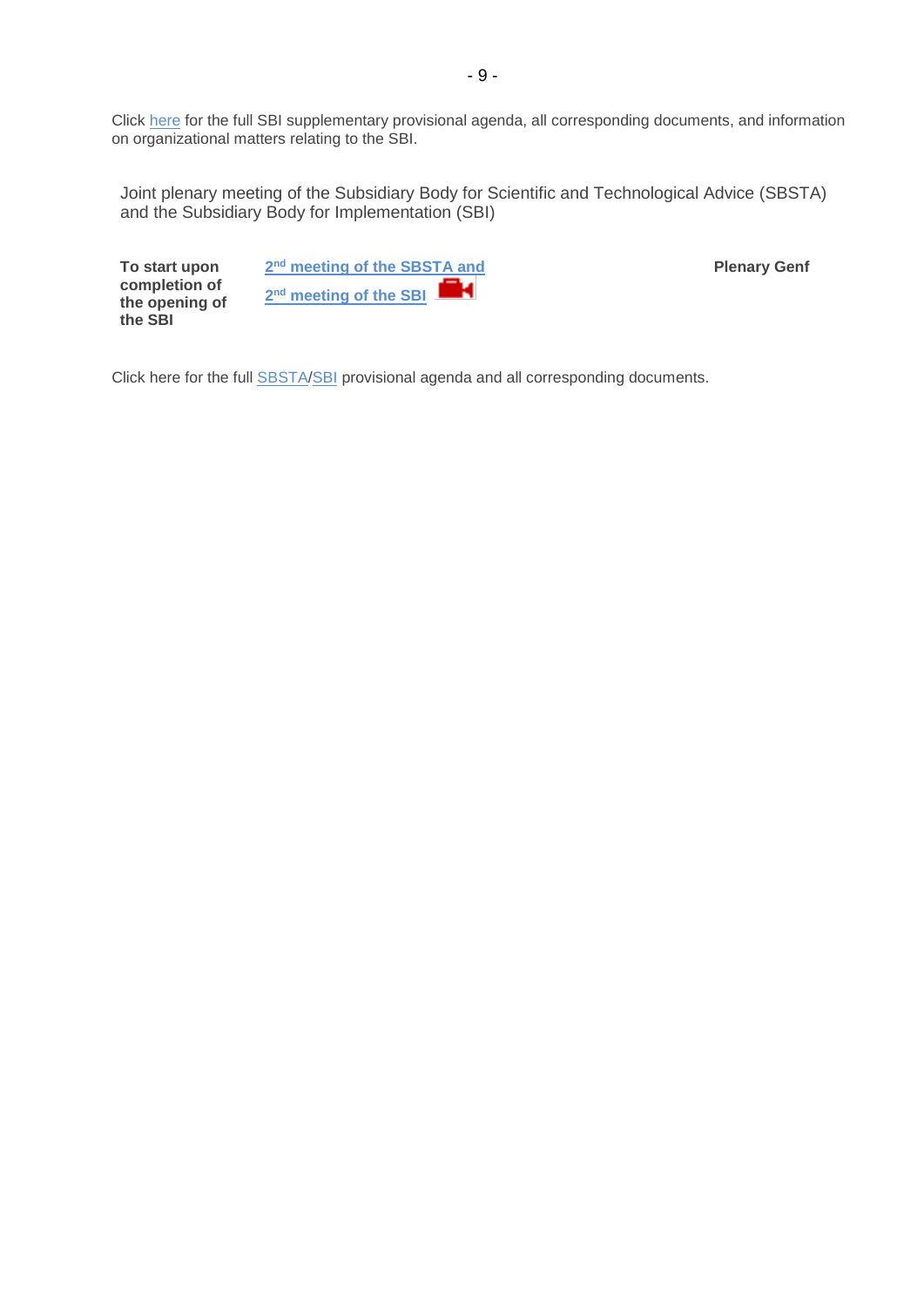Click here for the full SBI supplementary provisional agenda, all corresponding documents, and information on organizational matters relating to the SBI.

Joint plenary meeting of the Subsidiary Body for Scientific and Technological Advice (SBSTA) and the Subsidiary Body for Implementation (SBI)

| | | |
|---|---|---|
| **To start upon completion of the opening of the SBI** | **2nd meeting of the SBSTA and 2nd meeting of the SBI** | **Plenary Genf** |

Click here for the full SBSTA/SBI provisional agenda and all corresponding documents.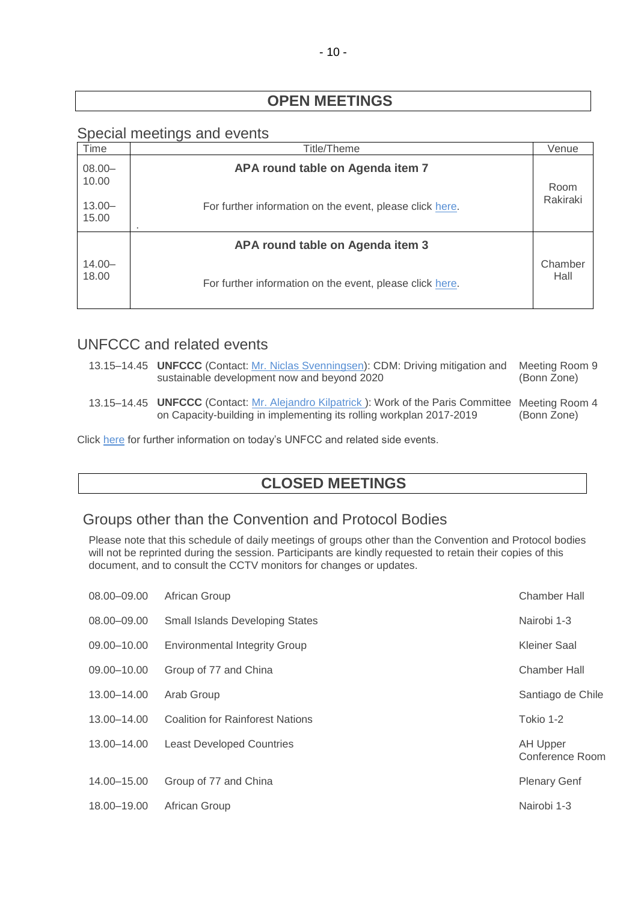## OPEN MEETINGS

### Special meetings and events

| Time | Title/Theme | Venue |
|---|---|---|
| 08.00–10.00<br><br>13.00–15.00 | **APA round table on Agenda item 7**<br><br>For further information on the event, please click here. | Room Rakiraki |
| 14.00–18.00 | **APA round table on Agenda item 3**<br><br>For further information on the event, please click here. | Chamber Hall |

### UNFCCC and related events

| Time | Event | Venue |
|---|---|---|
| 13.15–14.45 | **UNFCCC** (Contact: Mr. Niclas Svenningsen): CDM: Driving mitigation and sustainable development now and beyond 2020 | Meeting Room 9 (Bonn Zone) |
| 13.15–14.45 | **UNFCCC** (Contact: Mr. Alejandro Kilpatrick ): Work of the Paris Committee on Capacity-building in implementing its rolling workplan 2017-2019 | Meeting Room 4 (Bonn Zone) |

Click here for further information on today's UNFCC and related side events.

## CLOSED MEETINGS

### Groups other than the Convention and Protocol Bodies

Please note that this schedule of daily meetings of groups other than the Convention and Protocol bodies will not be reprinted during the session. Participants are kindly requested to retain their copies of this document, and to consult the CCTV monitors for changes or updates.

| Time | Group | Venue |
|---|---|---|
| 08.00–09.00 | African Group | Chamber Hall |
| 08.00–09.00 | Small Islands Developing States | Nairobi 1-3 |
| 09.00–10.00 | Environmental Integrity Group | Kleiner Saal |
| 09.00–10.00 | Group of 77 and China | Chamber Hall |
| 13.00–14.00 | Arab Group | Santiago de Chile |
| 13.00–14.00 | Coalition for Rainforest Nations | Tokio 1-2 |
| 13.00–14.00 | Least Developed Countries | AH Upper Conference Room |
| 14.00–15.00 | Group of 77 and China | Plenary Genf |
| 18.00–19.00 | African Group | Nairobi 1-3 |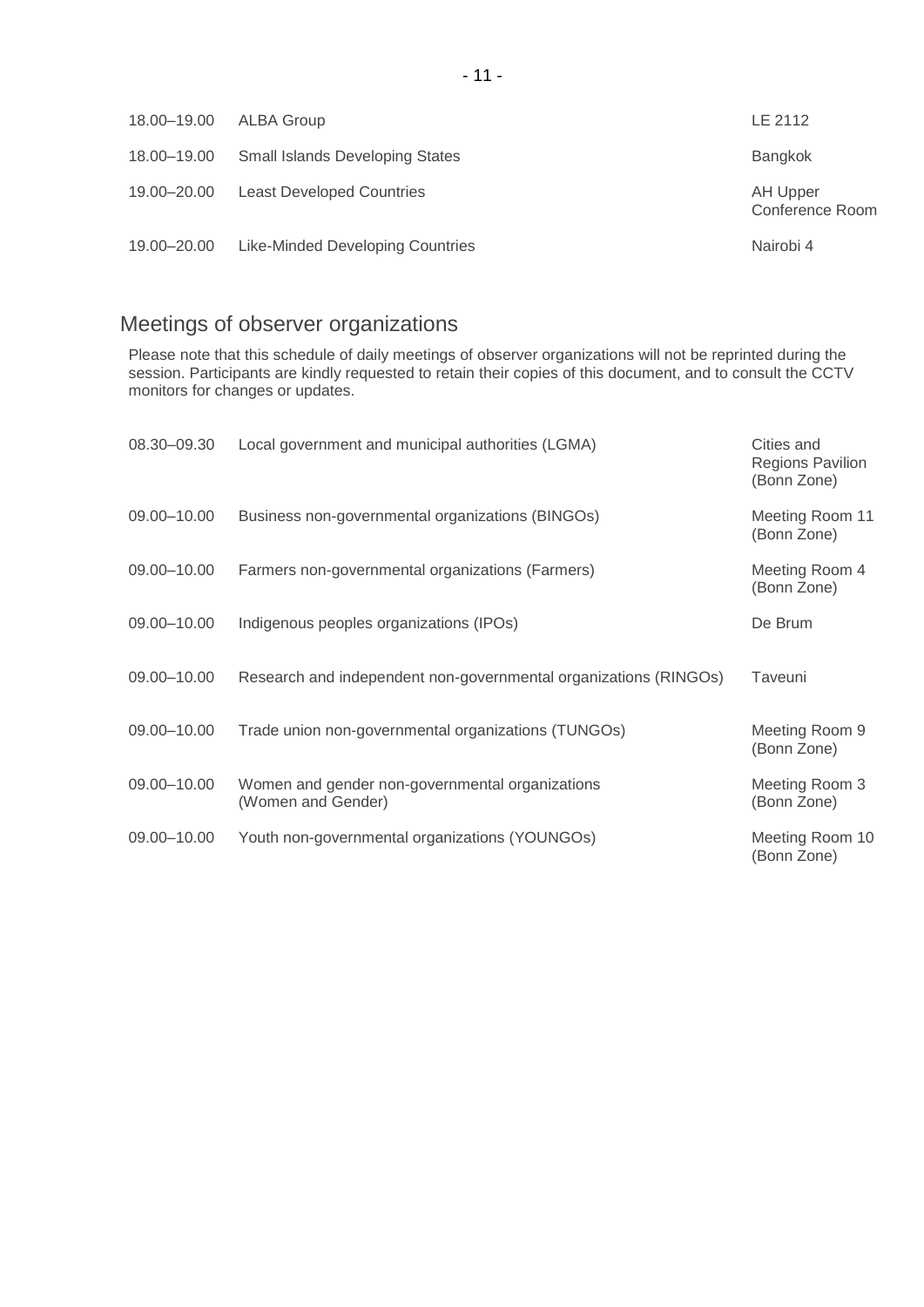| | | |
|---|---|---|
| 18.00–19.00 | ALBA Group | LE 2112 |
| 18.00–19.00 | Small Islands Developing States | Bangkok |
| 19.00–20.00 | Least Developed Countries | AH Upper Conference Room |
| 19.00–20.00 | Like-Minded Developing Countries | Nairobi 4 |

## Meetings of observer organizations

Please note that this schedule of daily meetings of observer organizations will not be reprinted during the session. Participants are kindly requested to retain their copies of this document, and to consult the CCTV monitors for changes or updates.

| | | |
|---|---|---|
| 08.30–09.30 | Local government and municipal authorities (LGMA) | Cities and Regions Pavilion (Bonn Zone) |
| 09.00–10.00 | Business non-governmental organizations (BINGOs) | Meeting Room 11 (Bonn Zone) |
| 09.00–10.00 | Farmers non-governmental organizations (Farmers) | Meeting Room 4 (Bonn Zone) |
| 09.00–10.00 | Indigenous peoples organizations (IPOs) | De Brum |
| 09.00–10.00 | Research and independent non-governmental organizations (RINGOs) | Taveuni |
| 09.00–10.00 | Trade union non-governmental organizations (TUNGOs) | Meeting Room 9 (Bonn Zone) |
| 09.00–10.00 | Women and gender non-governmental organizations (Women and Gender) | Meeting Room 3 (Bonn Zone) |
| 09.00–10.00 | Youth non-governmental organizations (YOUNGOs) | Meeting Room 10 (Bonn Zone) |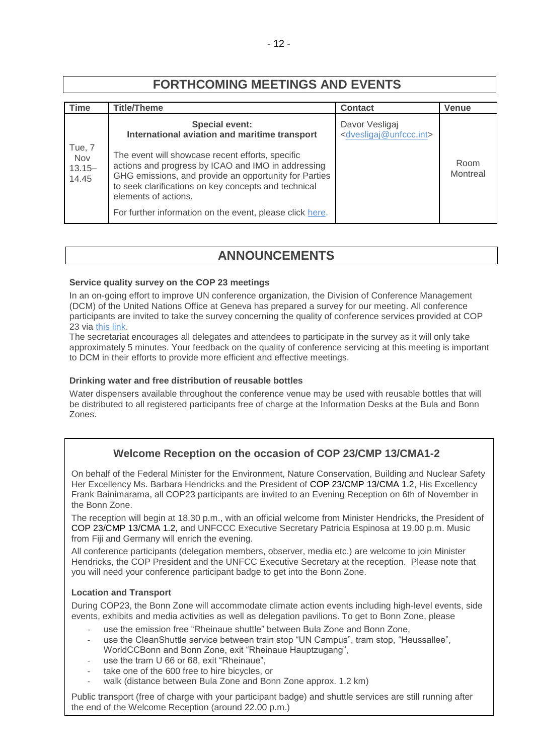# FORTHCOMING MEETINGS AND EVENTS

| Time | Title/Theme | Contact | Venue |
|---|---|---|---|
| Tue, 7 Nov 13.15–14.45 | **Special event: International aviation and maritime transport** The event will showcase recent efforts, specific actions and progress by ICAO and IMO in addressing GHG emissions, and provide an opportunity for Parties to seek clarifications on key concepts and technical elements of actions. For further information on the event, please click here. | Davor Vesligaj <dvesligaj@unfccc.int> | Room Montreal |

# ANNOUNCEMENTS

### Service quality survey on the COP 23 meetings

In an on-going effort to improve UN conference organization, the Division of Conference Management (DCM) of the United Nations Office at Geneva has prepared a survey for our meeting. All conference participants are invited to take the survey concerning the quality of conference services provided at COP 23 via this link.

The secretariat encourages all delegates and attendees to participate in the survey as it will only take approximately 5 minutes. Your feedback on the quality of conference servicing at this meeting is important to DCM in their efforts to provide more efficient and effective meetings.

### Drinking water and free distribution of reusable bottles

Water dispensers available throughout the conference venue may be used with reusable bottles that will be distributed to all registered participants free of charge at the Information Desks at the Bula and Bonn Zones.

## Welcome Reception on the occasion of COP 23/CMP 13/CMA1-2

On behalf of the Federal Minister for the Environment, Nature Conservation, Building and Nuclear Safety Her Excellency Ms. Barbara Hendricks and the President of COP 23/CMP 13/CMA 1.2, His Excellency Frank Bainimarama, all COP23 participants are invited to an Evening Reception on 6th of November in the Bonn Zone.

The reception will begin at 18.30 p.m., with an official welcome from Minister Hendricks, the President of COP 23/CMP 13/CMA 1.2, and UNFCCC Executive Secretary Patricia Espinosa at 19.00 p.m. Music from Fiji and Germany will enrich the evening.

All conference participants (delegation members, observer, media etc.) are welcome to join Minister Hendricks, the COP President and the UNFCC Executive Secretary at the reception. Please note that you will need your conference participant badge to get into the Bonn Zone.

### Location and Transport

During COP23, the Bonn Zone will accommodate climate action events including high-level events, side events, exhibits and media activities as well as delegation pavilions. To get to Bonn Zone, please

- use the emission free "Rheinaue shuttle" between Bula Zone and Bonn Zone,
- use the CleanShuttle service between train stop "UN Campus", tram stop, "Heussallee", WorldCCBonn and Bonn Zone, exit "Rheinaue Hauptzugang",
- use the tram U 66 or 68, exit "Rheinaue",
- take one of the 600 free to hire bicycles, or
- walk (distance between Bula Zone and Bonn Zone approx. 1.2 km)

Public transport (free of charge with your participant badge) and shuttle services are still running after the end of the Welcome Reception (around 22.00 p.m.)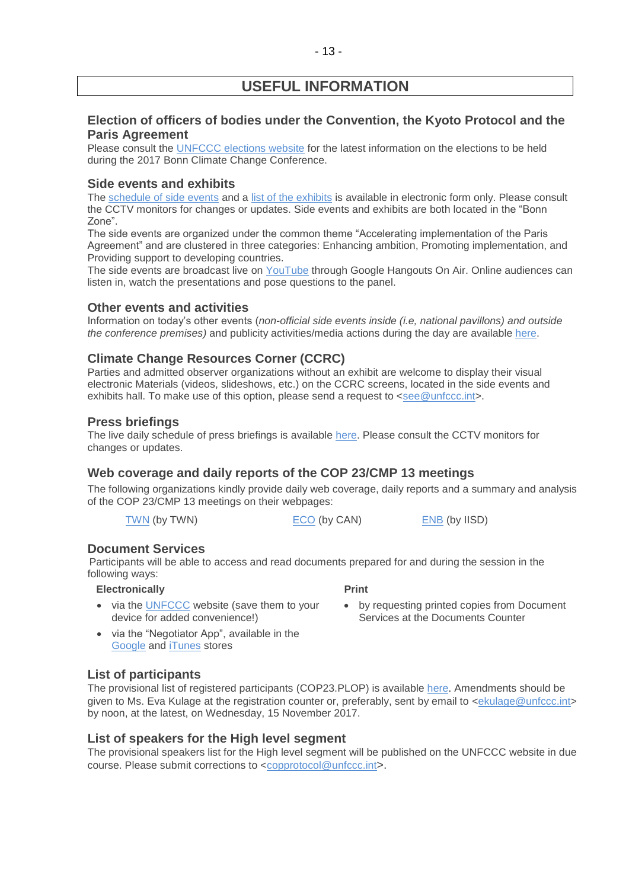# USEFUL INFORMATION

## Election of officers of bodies under the Convention, the Kyoto Protocol and the Paris Agreement

Please consult the UNFCCC elections website for the latest information on the elections to be held during the 2017 Bonn Climate Change Conference.

## Side events and exhibits

The schedule of side events and a list of the exhibits is available in electronic form only. Please consult the CCTV monitors for changes or updates. Side events and exhibits are both located in the "Bonn Zone".

The side events are organized under the common theme "Accelerating implementation of the Paris Agreement" and are clustered in three categories: Enhancing ambition, Promoting implementation, and Providing support to developing countries.

The side events are broadcast live on YouTube through Google Hangouts On Air. Online audiences can listen in, watch the presentations and pose questions to the panel.

## Other events and activities

Information on today's other events (*non-official side events inside (i.e, national pavillons) and outside the conference premises)* and publicity activities/media actions during the day are available here.

## Climate Change Resources Corner (CCRC)

Parties and admitted observer organizations without an exhibit are welcome to display their visual electronic Materials (videos, slideshows, etc.) on the CCRC screens, located in the side events and exhibits hall. To make use of this option, please send a request to <see@unfccc.int>.

## Press briefings

The live daily schedule of press briefings is available here. Please consult the CCTV monitors for changes or updates.

## Web coverage and daily reports of the COP 23/CMP 13 meetings

The following organizations kindly provide daily web coverage, daily reports and a summary and analysis of the COP 23/CMP 13 meetings on their webpages:

TWN (by TWN) ECO (by CAN) ENB (by IISD)

## Document Services

Participants will be able to access and read documents prepared for and during the session in the following ways:

**Electronically**

- via the UNFCCC website (save them to your device for added convenience!)
- via the "Negotiator App", available in the Google and iTunes stores

**Print**

- by requesting printed copies from Document Services at the Documents Counter

## List of participants

The provisional list of registered participants (COP23.PLOP) is available here. Amendments should be given to Ms. Eva Kulage at the registration counter or, preferably, sent by email to <ekulage@unfccc.int> by noon, at the latest, on Wednesday, 15 November 2017.

## List of speakers for the High level segment

The provisional speakers list for the High level segment will be published on the UNFCCC website in due course. Please submit corrections to <copprotocol@unfccc.int>.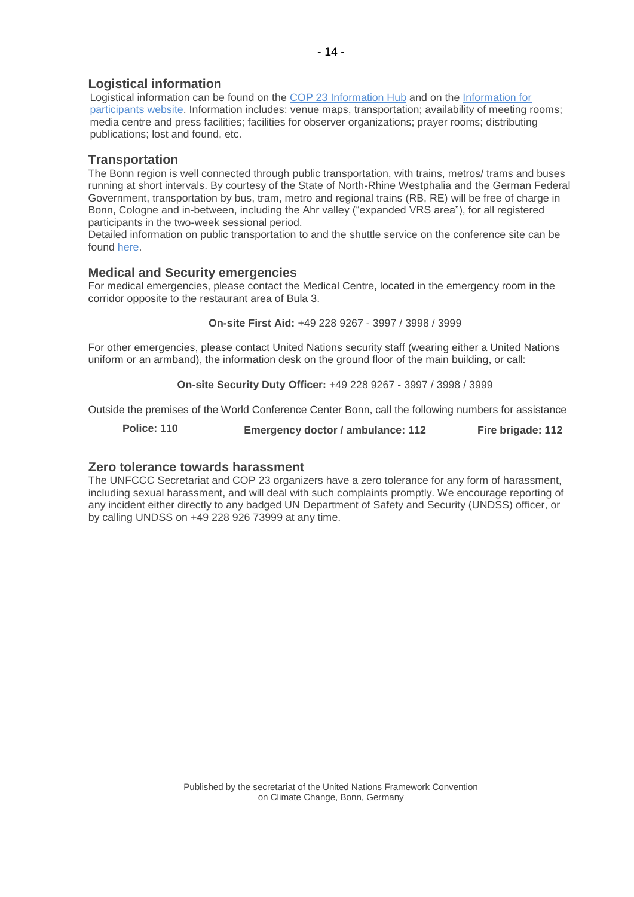## Logistical information

Logistical information can be found on the [COP 23 Information Hub] and on the [Information for participants website]. Information includes: venue maps, transportation; availability of meeting rooms; media centre and press facilities; facilities for observer organizations; prayer rooms; distributing publications; lost and found, etc.

## Transportation

The Bonn region is well connected through public transportation, with trains, metros/ trams and buses running at short intervals. By courtesy of the State of North-Rhine Westphalia and the German Federal Government, transportation by bus, tram, metro and regional trains (RB, RE) will be free of charge in Bonn, Cologne and in-between, including the Ahr valley ("expanded VRS area"), for all registered participants in the two-week sessional period.

Detailed information on public transportation to and the shuttle service on the conference site can be found [here].

## Medical and Security emergencies

For medical emergencies, please contact the Medical Centre, located in the emergency room in the corridor opposite to the restaurant area of Bula 3.

**On-site First Aid:** +49 228 9267 - 3997 / 3998 / 3999

For other emergencies, please contact United Nations security staff (wearing either a United Nations uniform or an armband), the information desk on the ground floor of the main building, or call:

**On-site Security Duty Officer:** +49 228 9267 - 3997 / 3998 / 3999

Outside the premises of the World Conference Center Bonn, call the following numbers for assistance

**Police: 110** | **Emergency doctor / ambulance: 112** | **Fire brigade: 112**

## Zero tolerance towards harassment

The UNFCCC Secretariat and COP 23 organizers have a zero tolerance for any form of harassment, including sexual harassment, and will deal with such complaints promptly. We encourage reporting of any incident either directly to any badged UN Department of Safety and Security (UNDSS) officer, or by calling UNDSS on +49 228 926 73999 at any time.

Published by the secretariat of the United Nations Framework Convention on Climate Change, Bonn, Germany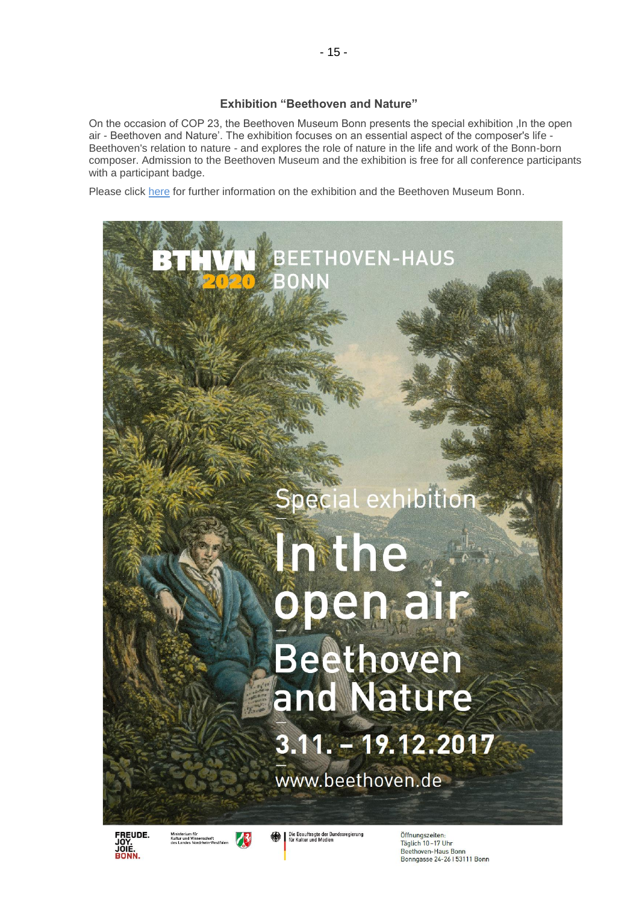### Exhibition “Beethoven and Nature”

On the occasion of COP 23, the Beethoven Museum Bonn presents the special exhibition ‚In the open air - Beethoven and Nature’. The exhibition focuses on an essential aspect of the composer's life - Beethoven's relation to nature - and explores the role of nature in the life and work of the Bonn-born composer. Admission to the Beethoven Museum and the exhibition is free for all conference participants with a participant badge.

Please click here for further information on the exhibition and the Beethoven Museum Bonn.

BTHVN 2020 BEETHOVEN-HAUS BONN

Special exhibition

In the open air

Beethoven and Nature

3.11. – 19.12.2017

www.beethoven.de

FREUDE. JOY. JOIE. BONN.

Ministerium für Kultur und Wissenschaft des Landes Nordrhein-Westfalen

Die Beauftragte der Bundesregierung für Kultur und Medien

Öffnungszeiten:
Täglich 10–17 Uhr
Beethoven-Haus Bonn
Bonngasse 24-26 | 53111 Bonn